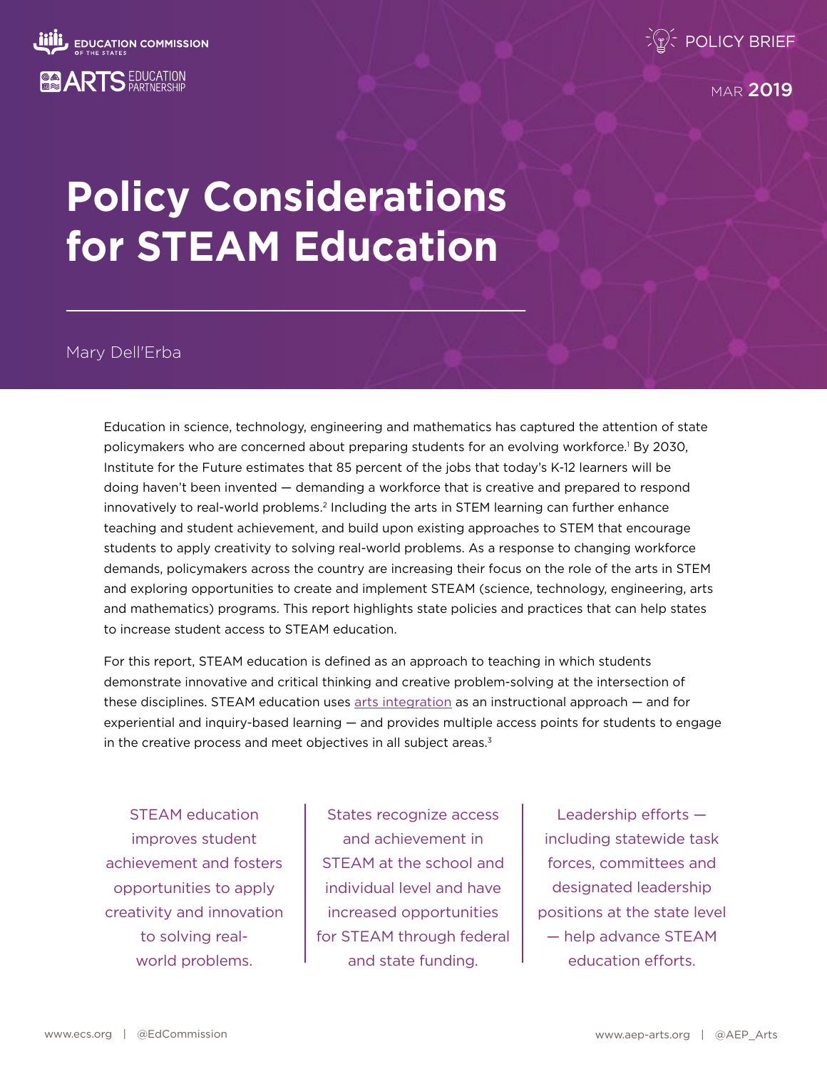EDUCATION COMMISSION OF THE STATES

ARTS EDUCATION PARTNERSHIP

POLICY BRIEF

MAR 2019

# Policy Considerations for STEAM Education

Mary Dell'Erba

Education in science, technology, engineering and mathematics has captured the attention of state policymakers who are concerned about preparing students for an evolving workforce.[1] By 2030, Institute for the Future estimates that 85 percent of the jobs that today's K-12 learners will be doing haven't been invented — demanding a workforce that is creative and prepared to respond innovatively to real-world problems.[2] Including the arts in STEM learning can further enhance teaching and student achievement, and build upon existing approaches to STEM that encourage students to apply creativity to solving real-world problems. As a response to changing workforce demands, policymakers across the country are increasing their focus on the role of the arts in STEM and exploring opportunities to create and implement STEAM (science, technology, engineering, arts and mathematics) programs. This report highlights state policies and practices that can help states to increase student access to STEAM education.

For this report, STEAM education is defined as an approach to teaching in which students demonstrate innovative and critical thinking and creative problem-solving at the intersection of these disciplines. STEAM education uses arts integration as an instructional approach — and for experiential and inquiry-based learning — and provides multiple access points for students to engage in the creative process and meet objectives in all subject areas.[3]

STEAM education improves student achievement and fosters opportunities to apply creativity and innovation to solving real-world problems.

States recognize access and achievement in STEAM at the school and individual level and have increased opportunities for STEAM through federal and state funding.

Leadership efforts — including statewide task forces, committees and designated leadership positions at the state level — help advance STEAM education efforts.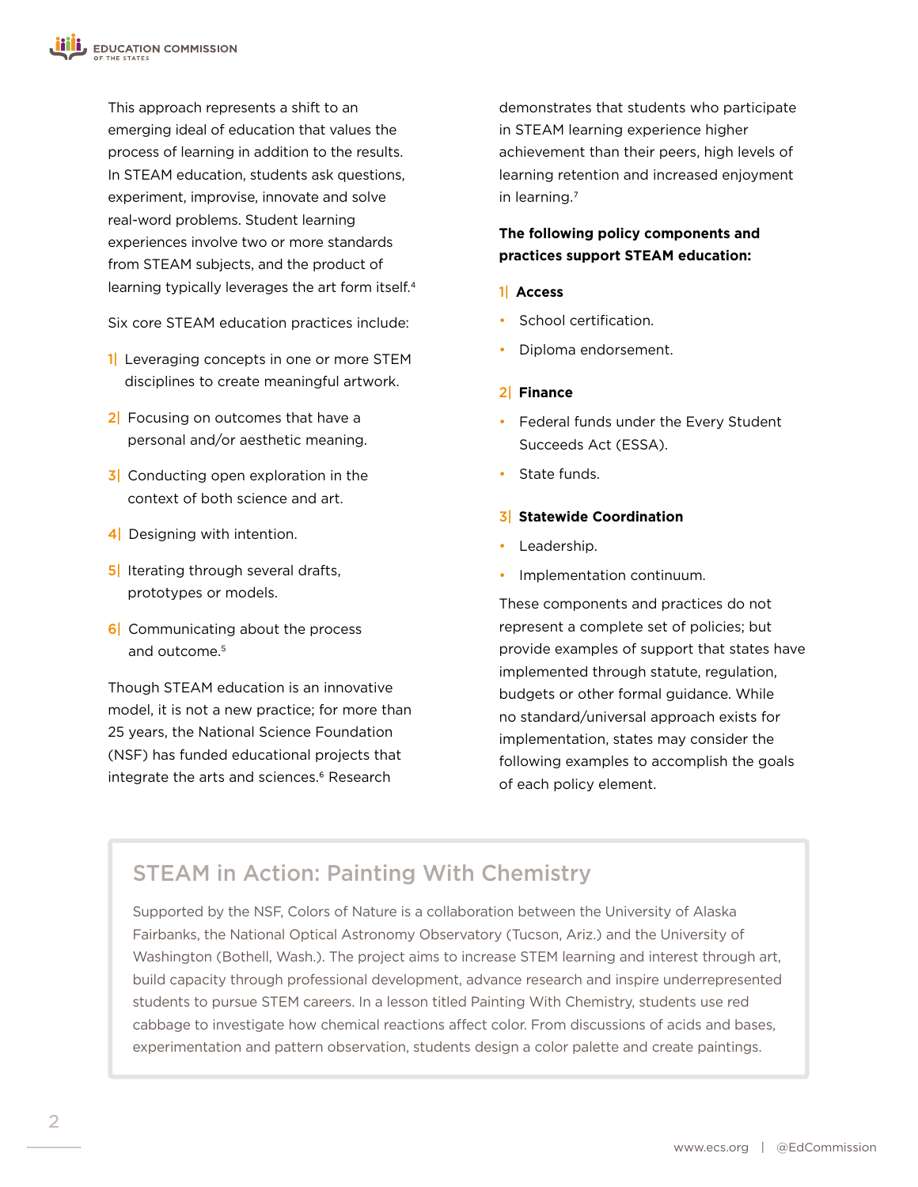This approach represents a shift to an emerging ideal of education that values the process of learning in addition to the results. In STEAM education, students ask questions, experiment, improvise, innovate and solve real-word problems. Student learning experiences involve two or more standards from STEAM subjects, and the product of learning typically leverages the art form itself.[4]

Six core STEAM education practices include:

1| Leveraging concepts in one or more STEM disciplines to create meaningful artwork.

2| Focusing on outcomes that have a personal and/or aesthetic meaning.

3| Conducting open exploration in the context of both science and art.

4| Designing with intention.

5| Iterating through several drafts, prototypes or models.

6| Communicating about the process and outcome.[5]

Though STEAM education is an innovative model, it is not a new practice; for more than 25 years, the National Science Foundation (NSF) has funded educational projects that integrate the arts and sciences.[6] Research demonstrates that students who participate in STEAM learning experience higher achievement than their peers, high levels of learning retention and increased enjoyment in learning.[7]

**The following policy components and practices support STEAM education:**

**1| Access**

- School certification.
- Diploma endorsement.

**2| Finance**

- Federal funds under the Every Student Succeeds Act (ESSA).
- State funds.

**3| Statewide Coordination**

- Leadership.
- Implementation continuum.

These components and practices do not represent a complete set of policies; but provide examples of support that states have implemented through statute, regulation, budgets or other formal guidance. While no standard/universal approach exists for implementation, states may consider the following examples to accomplish the goals of each policy element.

## STEAM in Action: Painting With Chemistry

Supported by the NSF, Colors of Nature is a collaboration between the University of Alaska Fairbanks, the National Optical Astronomy Observatory (Tucson, Ariz.) and the University of Washington (Bothell, Wash.). The project aims to increase STEM learning and interest through art, build capacity through professional development, advance research and inspire underrepresented students to pursue STEM careers. In a lesson titled Painting With Chemistry, students use red cabbage to investigate how chemical reactions affect color. From discussions of acids and bases, experimentation and pattern observation, students design a color palette and create paintings.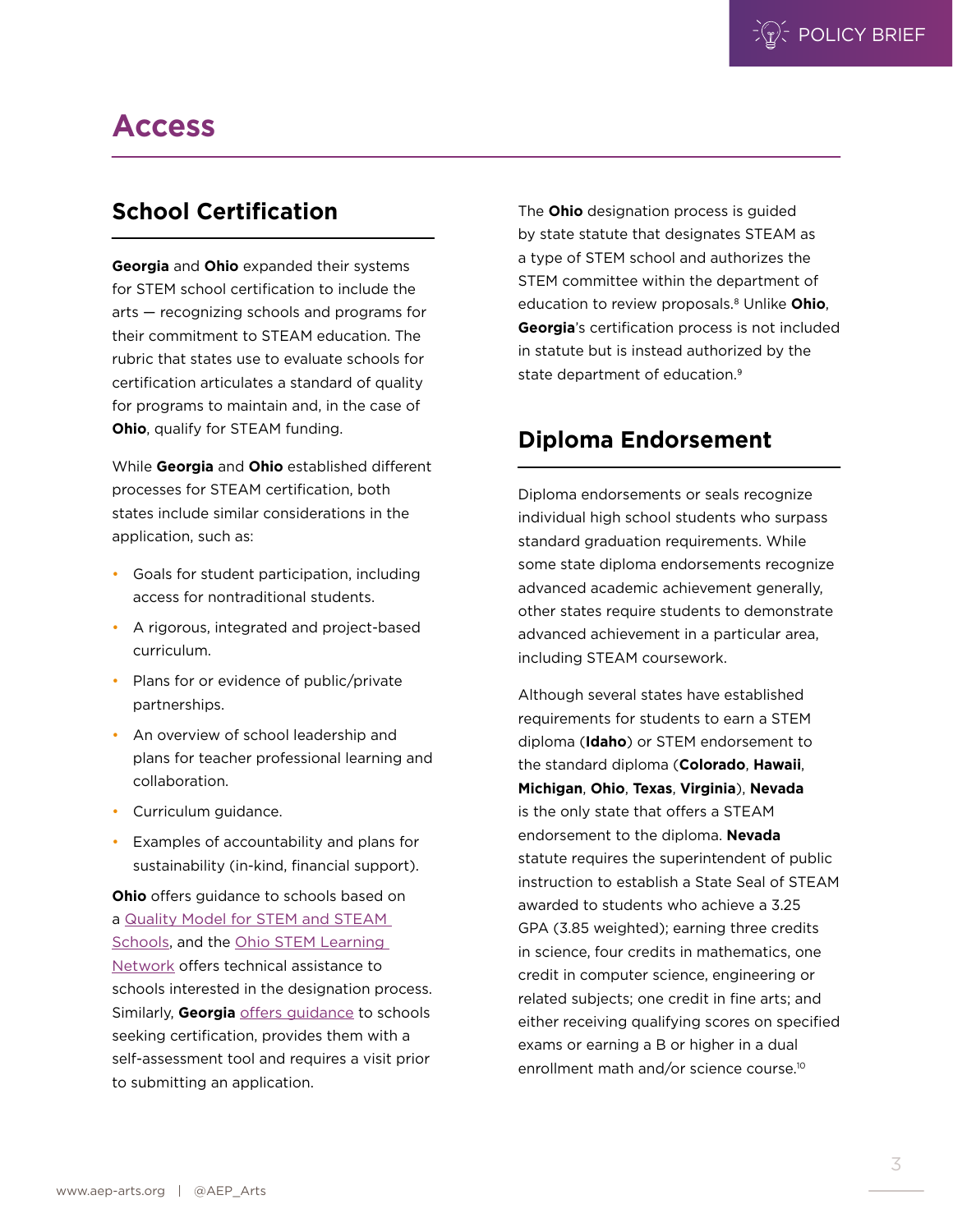# Access

## School Certification

**Georgia** and **Ohio** expanded their systems for STEM school certification to include the arts — recognizing schools and programs for their commitment to STEAM education. The rubric that states use to evaluate schools for certification articulates a standard of quality for programs to maintain and, in the case of **Ohio**, qualify for STEAM funding.

While **Georgia** and **Ohio** established different processes for STEAM certification, both states include similar considerations in the application, such as:

- Goals for student participation, including access for nontraditional students.
- A rigorous, integrated and project-based curriculum.
- Plans for or evidence of public/private partnerships.
- An overview of school leadership and plans for teacher professional learning and collaboration.
- Curriculum guidance.
- Examples of accountability and plans for sustainability (in-kind, financial support).

**Ohio** offers guidance to schools based on a Quality Model for STEM and STEAM Schools, and the Ohio STEM Learning Network offers technical assistance to schools interested in the designation process. Similarly, **Georgia** offers guidance to schools seeking certification, provides them with a self-assessment tool and requires a visit prior to submitting an application.

The **Ohio** designation process is guided by state statute that designates STEAM as a type of STEM school and authorizes the STEM committee within the department of education to review proposals.[8] Unlike **Ohio**, **Georgia**'s certification process is not included in statute but is instead authorized by the state department of education.[9]

## Diploma Endorsement

Diploma endorsements or seals recognize individual high school students who surpass standard graduation requirements. While some state diploma endorsements recognize advanced academic achievement generally, other states require students to demonstrate advanced achievement in a particular area, including STEAM coursework.

Although several states have established requirements for students to earn a STEM diploma (**Idaho**) or STEM endorsement to the standard diploma (**Colorado**, **Hawaii**, **Michigan**, **Ohio**, **Texas**, **Virginia**), **Nevada** is the only state that offers a STEAM endorsement to the diploma. **Nevada** statute requires the superintendent of public instruction to establish a State Seal of STEAM awarded to students who achieve a 3.25 GPA (3.85 weighted); earning three credits in science, four credits in mathematics, one credit in computer science, engineering or related subjects; one credit in fine arts; and either receiving qualifying scores on specified exams or earning a B or higher in a dual enrollment math and/or science course.[10]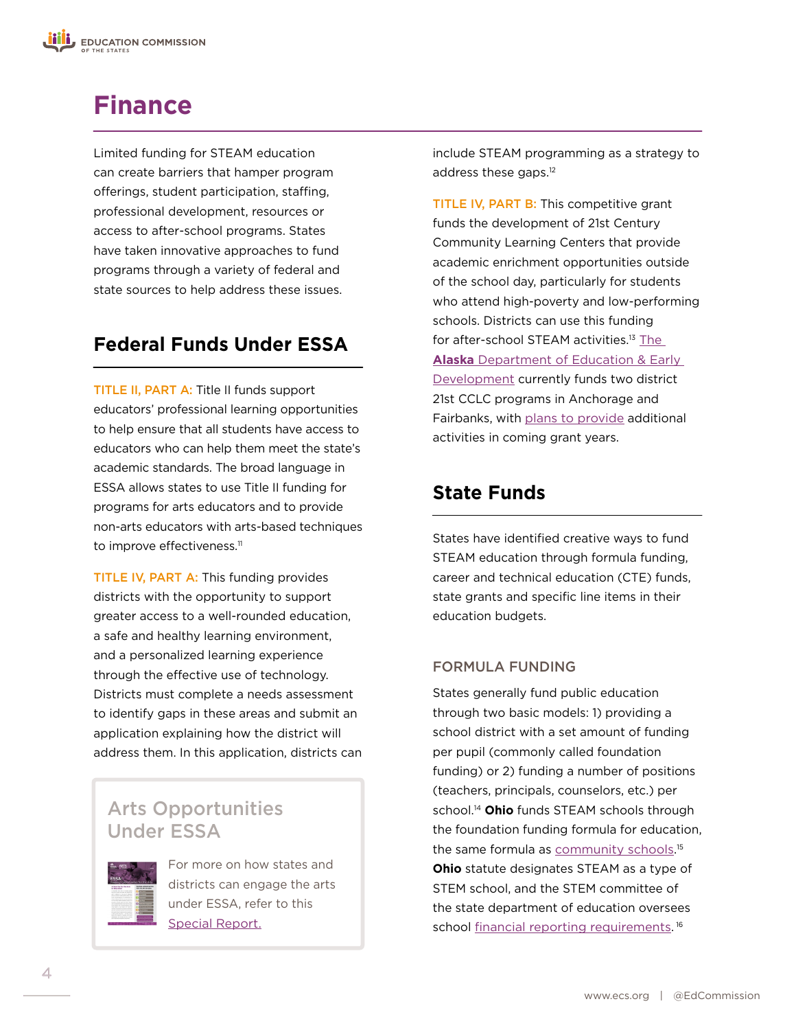# Finance

Limited funding for STEAM education can create barriers that hamper program offerings, student participation, staffing, professional development, resources or access to after-school programs. States have taken innovative approaches to fund programs through a variety of federal and state sources to help address these issues.

## Federal Funds Under ESSA

**TITLE II, PART A:** Title II funds support educators' professional learning opportunities to help ensure that all students have access to educators who can help them meet the state's academic standards. The broad language in ESSA allows states to use Title II funding for programs for arts educators and to provide non-arts educators with arts-based techniques to improve effectiveness.[11]

**TITLE IV, PART A:** This funding provides districts with the opportunity to support greater access to a well-rounded education, a safe and healthy learning environment, and a personalized learning experience through the effective use of technology. Districts must complete a needs assessment to identify gaps in these areas and submit an application explaining how the district will address them. In this application, districts can include STEAM programming as a strategy to address these gaps.[12]

**TITLE IV, PART B:** This competitive grant funds the development of 21st Century Community Learning Centers that provide academic enrichment opportunities outside of the school day, particularly for students who attend high-poverty and low-performing schools. Districts can use this funding for after-school STEAM activities.[13] The **Alaska** Department of Education & Early Development currently funds two district 21st CCLC programs in Anchorage and Fairbanks, with plans to provide additional activities in coming grant years.

> ### Arts Opportunities Under ESSA
>
> For more on how states and districts can engage the arts under ESSA, refer to this Special Report.

## State Funds

States have identified creative ways to fund STEAM education through formula funding, career and technical education (CTE) funds, state grants and specific line items in their education budgets.

### FORMULA FUNDING

States generally fund public education through two basic models: 1) providing a school district with a set amount of funding per pupil (commonly called foundation funding) or 2) funding a number of positions (teachers, principals, counselors, etc.) per school.[14] **Ohio** funds STEAM schools through the foundation funding formula for education, the same formula as community schools.[15] **Ohio** statute designates STEAM as a type of STEM school, and the STEM committee of the state department of education oversees school financial reporting requirements.[16]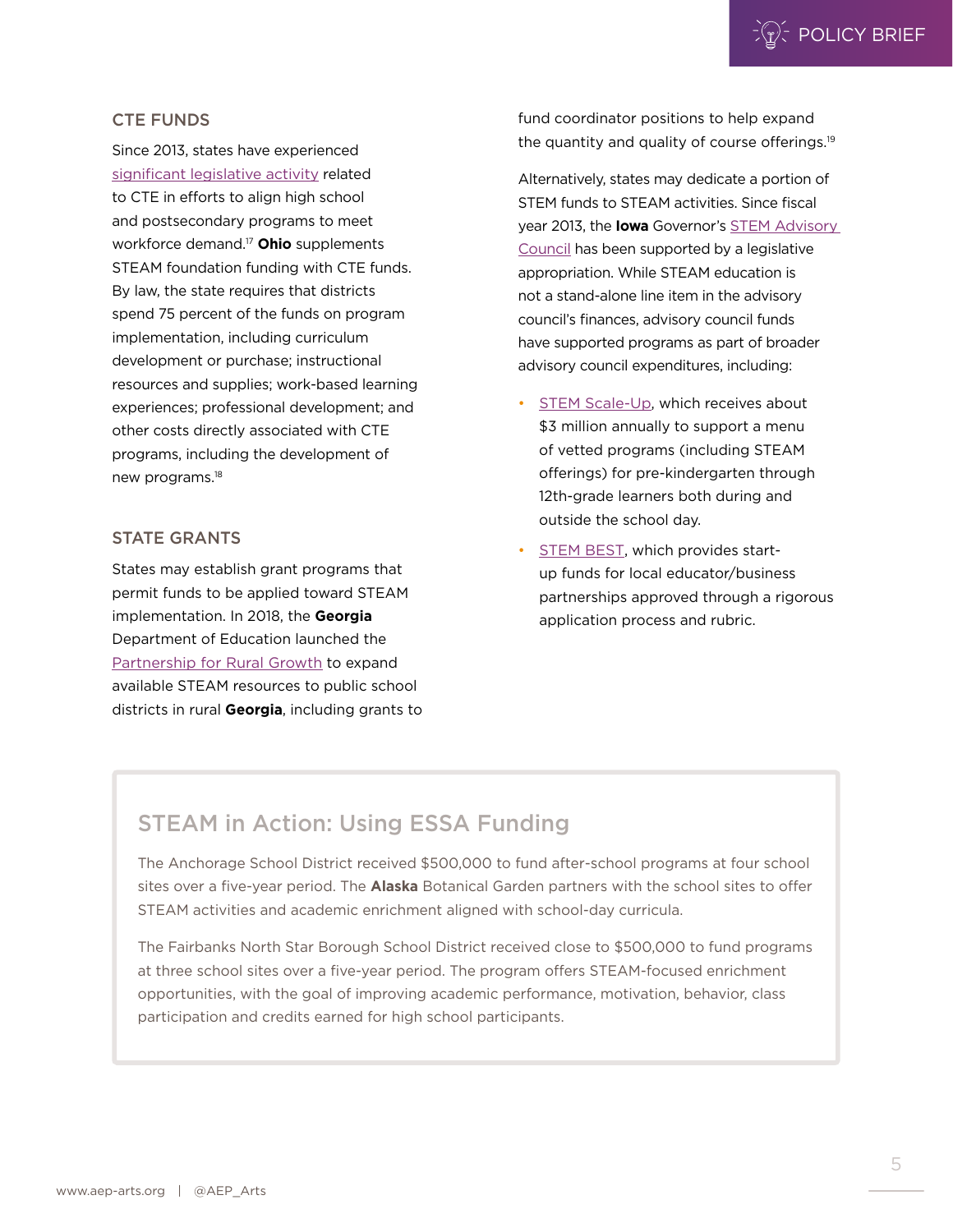### CTE FUNDS

Since 2013, states have experienced significant legislative activity related to CTE in efforts to align high school and postsecondary programs to meet workforce demand.[17] **Ohio** supplements STEAM foundation funding with CTE funds. By law, the state requires that districts spend 75 percent of the funds on program implementation, including curriculum development or purchase; instructional resources and supplies; work-based learning experiences; professional development; and other costs directly associated with CTE programs, including the development of new programs.[18]

### STATE GRANTS

States may establish grant programs that permit funds to be applied toward STEAM implementation. In 2018, the **Georgia** Department of Education launched the Partnership for Rural Growth to expand available STEAM resources to public school districts in rural **Georgia**, including grants to fund coordinator positions to help expand the quantity and quality of course offerings.[19]

Alternatively, states may dedicate a portion of STEM funds to STEAM activities. Since fiscal year 2013, the **Iowa** Governor's STEM Advisory Council has been supported by a legislative appropriation. While STEAM education is not a stand-alone line item in the advisory council's finances, advisory council funds have supported programs as part of broader advisory council expenditures, including:

- STEM Scale-Up, which receives about $3 million annually to support a menu of vetted programs (including STEAM offerings) for pre-kindergarten through 12th-grade learners both during and outside the school day.
- STEM BEST, which provides start-up funds for local educator/business partnerships approved through a rigorous application process and rubric.

## STEAM in Action: Using ESSA Funding

The Anchorage School District received $500,000 to fund after-school programs at four school sites over a five-year period. The **Alaska** Botanical Garden partners with the school sites to offer STEAM activities and academic enrichment aligned with school-day curricula.

The Fairbanks North Star Borough School District received close to $500,000 to fund programs at three school sites over a five-year period. The program offers STEAM-focused enrichment opportunities, with the goal of improving academic performance, motivation, behavior, class participation and credits earned for high school participants.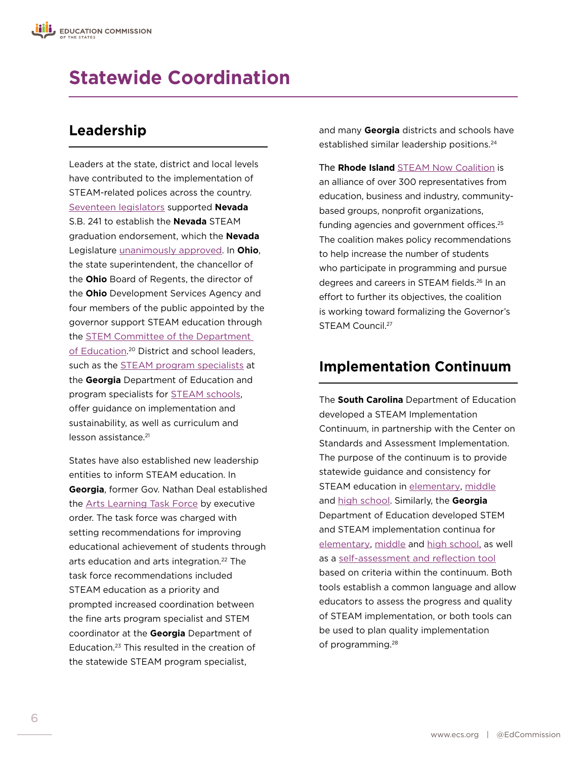# Statewide Coordination

## Leadership

Leaders at the state, district and local levels have contributed to the implementation of STEAM-related polices across the country. Seventeen legislators supported **Nevada** S.B. 241 to establish the **Nevada** STEAM graduation endorsement, which the **Nevada** Legislature unanimously approved. In **Ohio**, the state superintendent, the chancellor of the **Ohio** Board of Regents, the director of the **Ohio** Development Services Agency and four members of the public appointed by the governor support STEAM education through the STEM Committee of the Department of Education.[20] District and school leaders, such as the STEAM program specialists at the **Georgia** Department of Education and program specialists for STEAM schools, offer guidance on implementation and sustainability, as well as curriculum and lesson assistance.[21]

States have also established new leadership entities to inform STEAM education. In **Georgia**, former Gov. Nathan Deal established the Arts Learning Task Force by executive order. The task force was charged with setting recommendations for improving educational achievement of students through arts education and arts integration.[22] The task force recommendations included STEAM education as a priority and prompted increased coordination between the fine arts program specialist and STEM coordinator at the **Georgia** Department of Education.[23] This resulted in the creation of the statewide STEAM program specialist, and many **Georgia** districts and schools have established similar leadership positions.[24]

The **Rhode Island** STEAM Now Coalition is an alliance of over 300 representatives from education, business and industry, community-based groups, nonprofit organizations, funding agencies and government offices.[25] The coalition makes policy recommendations to help increase the number of students who participate in programming and pursue degrees and careers in STEAM fields.[26] In an effort to further its objectives, the coalition is working toward formalizing the Governor's STEAM Council.[27]

## Implementation Continuum

The **South Carolina** Department of Education developed a STEAM Implementation Continuum, in partnership with the Center on Standards and Assessment Implementation. The purpose of the continuum is to provide statewide guidance and consistency for STEAM education in elementary, middle and high school. Similarly, the **Georgia** Department of Education developed STEM and STEAM implementation continua for elementary, middle and high school, as well as a self-assessment and reflection tool based on criteria within the continuum. Both tools establish a common language and allow educators to assess the progress and quality of STEAM implementation, or both tools can be used to plan quality implementation of programming.[28]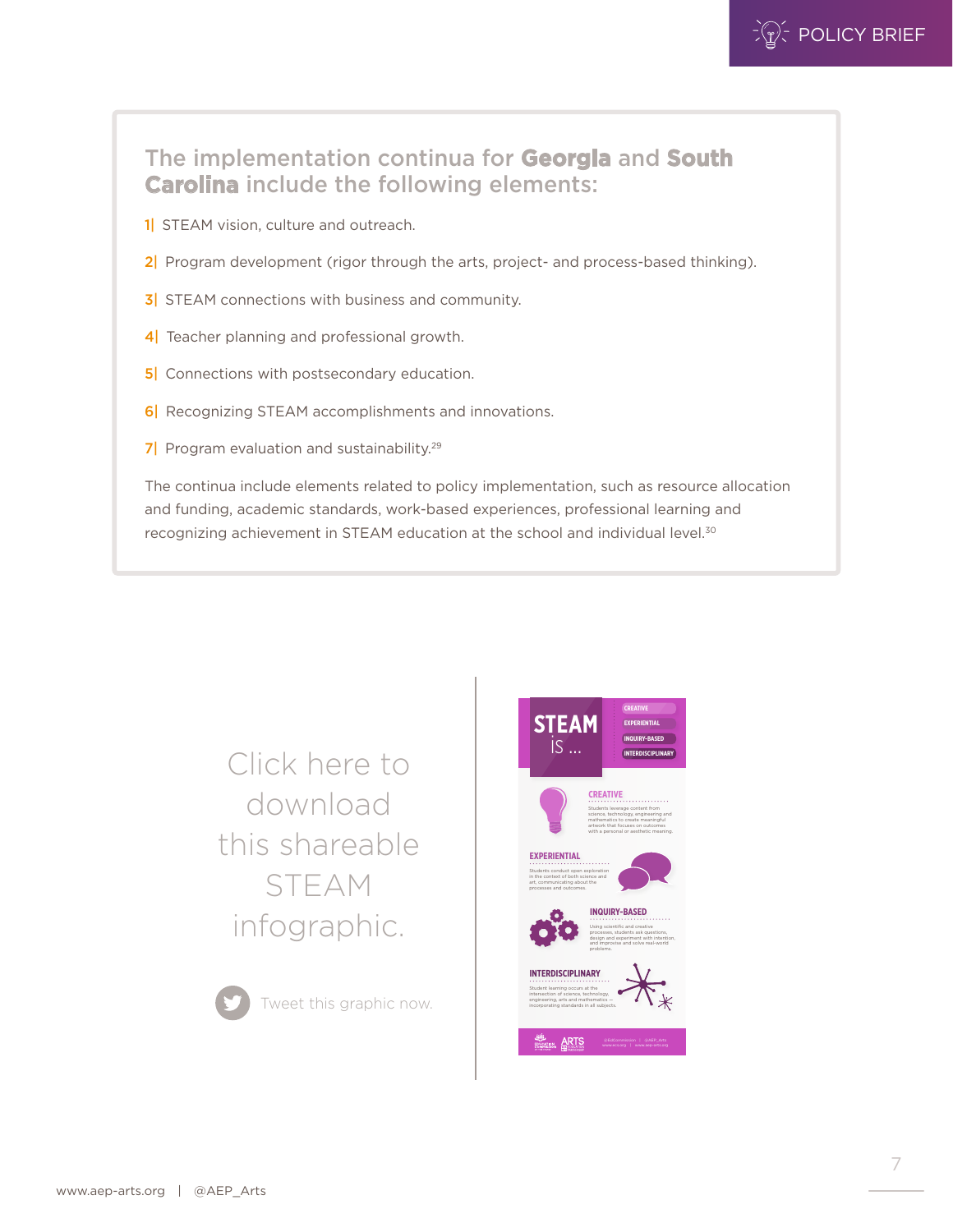## The implementation continua for **Georgia** and **South Carolina** include the following elements:

1| STEAM vision, culture and outreach.

2| Program development (rigor through the arts, project- and process-based thinking).

3| STEAM connections with business and community.

4| Teacher planning and professional growth.

5| Connections with postsecondary education.

6| Recognizing STEAM accomplishments and innovations.

7| Program evaluation and sustainability.[29]

The continua include elements related to policy implementation, such as resource allocation and funding, academic standards, work-based experiences, professional learning and recognizing achievement in STEAM education at the school and individual level.[30]

Click here to download this shareable STEAM infographic.

Tweet this graphic now.

STEAM is ...

CREATIVE

EXPERIENTIAL

INQUIRY-BASED

INTERDISCIPLINARY

CREATIVE
Students leverage content from science, technology, engineering and mathematics to create meaningful artwork that focuses on outcomes with a personal or aesthetic meaning.

EXPERIENTIAL
Students conduct open exploration in the context of both science and art, communicating about the processes and outcomes.

INQUIRY-BASED
Using scientific and creative processes, students ask questions, design and experiment with intention, and improve and solve real-world problems.

INTERDISCIPLINARY
Student learning occurs at the intersection of science, technology, engineering, arts and mathematics — incorporating standards in all subjects.

www.aep-arts.org | @AEP_Arts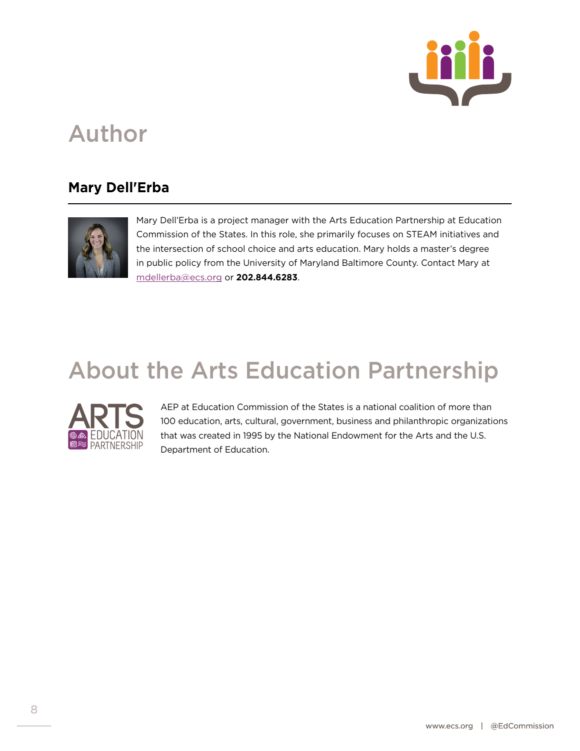# Author

### Mary Dell'Erba

Mary Dell'Erba is a project manager with the Arts Education Partnership at Education Commission of the States. In this role, she primarily focuses on STEAM initiatives and the intersection of school choice and arts education. Mary holds a master's degree in public policy from the University of Maryland Baltimore County. Contact Mary at mdellerba@ecs.org or **202.844.6283**.

# About the Arts Education Partnership

AEP at Education Commission of the States is a national coalition of more than 100 education, arts, cultural, government, business and philanthropic organizations that was created in 1995 by the National Endowment for the Arts and the U.S. Department of Education.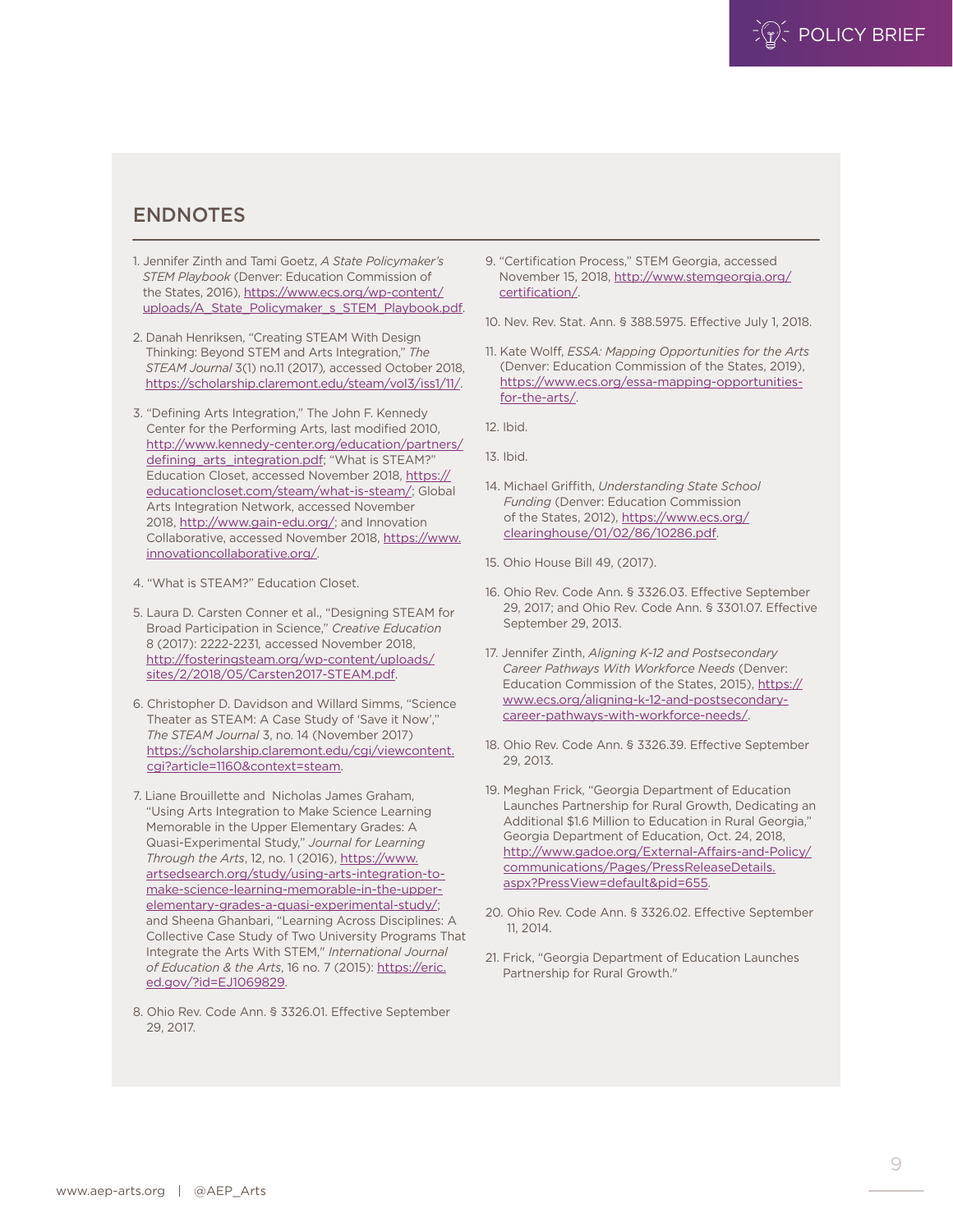## ENDNOTES

1. Jennifer Zinth and Tami Goetz, *A State Policymaker's STEM Playbook* (Denver: Education Commission of the States, 2016), https://www.ecs.org/wp-content/uploads/A_State_Policymaker_s_STEM_Playbook.pdf.

2. Danah Henriksen, "Creating STEAM With Design Thinking: Beyond STEM and Arts Integration," *The STEAM Journal* 3(1) no.11 (2017), accessed October 2018, https://scholarship.claremont.edu/steam/vol3/iss1/11/.

3. "Defining Arts Integration," The John F. Kennedy Center for the Performing Arts, last modified 2010, http://www.kennedy-center.org/education/partners/defining_arts_integration.pdf; "What is STEAM?" Education Closet, accessed November 2018, https://educationcloset.com/steam/what-is-steam/; Global Arts Integration Network, accessed November 2018, http://www.gain-edu.org/; and Innovation Collaborative, accessed November 2018, https://www.innovationcollaborative.org/.

4. "What is STEAM?" Education Closet.

5. Laura D. Carsten Conner et al., "Designing STEAM for Broad Participation in Science," *Creative Education* 8 (2017): 2222-2231, accessed November 2018, http://fosteringsteam.org/wp-content/uploads/sites/2/2018/05/Carsten2017-STEAM.pdf.

6. Christopher D. Davidson and Willard Simms, "Science Theater as STEAM: A Case Study of 'Save it Now'," *The STEAM Journal* 3, no. 14 (November 2017) https://scholarship.claremont.edu/cgi/viewcontent.cgi?article=1160&context=steam.

7. Liane Brouillette and Nicholas James Graham, "Using Arts Integration to Make Science Learning Memorable in the Upper Elementary Grades: A Quasi-Experimental Study," *Journal for Learning Through the Arts*, 12, no. 1 (2016), https://www.artsedsearch.org/study/using-arts-integration-to-make-science-learning-memorable-in-the-upper-elementary-grades-a-quasi-experimental-study/; and Sheena Ghanbari, "Learning Across Disciplines: A Collective Case Study of Two University Programs That Integrate the Arts With STEM," *International Journal of Education & the Arts*, 16 no. 7 (2015): https://eric.ed.gov/?id=EJ1069829.

8. Ohio Rev. Code Ann. § 3326.01. Effective September 29, 2017.

9. "Certification Process," STEM Georgia, accessed November 15, 2018, http://www.stemgeorgia.org/certification/.

10. Nev. Rev. Stat. Ann. § 388.5975. Effective July 1, 2018.

11. Kate Wolff, *ESSA: Mapping Opportunities for the Arts* (Denver: Education Commission of the States, 2019), https://www.ecs.org/essa-mapping-opportunities-for-the-arts/.

12. Ibid.

13. Ibid.

14. Michael Griffith, *Understanding State School Funding* (Denver: Education Commission of the States, 2012), https://www.ecs.org/clearinghouse/01/02/86/10286.pdf.

15. Ohio House Bill 49, (2017).

16. Ohio Rev. Code Ann. § 3326.03. Effective September 29, 2017; and Ohio Rev. Code Ann. § 3301.07. Effective September 29, 2013.

17. Jennifer Zinth, *Aligning K-12 and Postsecondary Career Pathways With Workforce Needs* (Denver: Education Commission of the States, 2015), https://www.ecs.org/aligning-k-12-and-postsecondary-career-pathways-with-workforce-needs/.

18. Ohio Rev. Code Ann. § 3326.39. Effective September 29, 2013.

19. Meghan Frick, "Georgia Department of Education Launches Partnership for Rural Growth, Dedicating an Additional $1.6 Million to Education in Rural Georgia," Georgia Department of Education, Oct. 24, 2018, http://www.gadoe.org/External-Affairs-and-Policy/communications/Pages/PressReleaseDetails.aspx?PressView=default&pid=655.

20. Ohio Rev. Code Ann. § 3326.02. Effective September 11, 2014.

21. Frick, "Georgia Department of Education Launches Partnership for Rural Growth."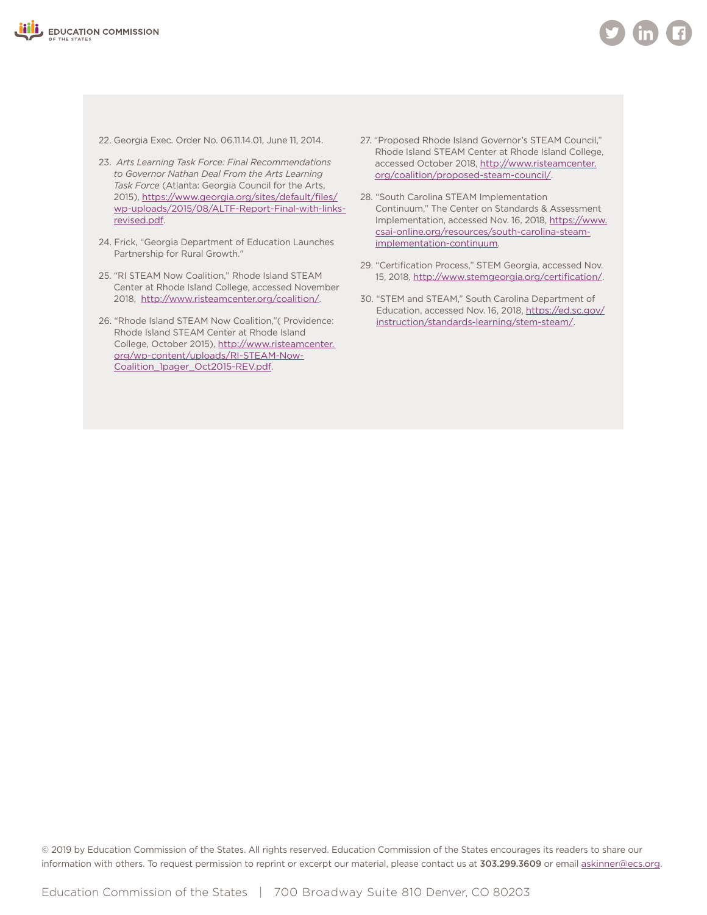22. Georgia Exec. Order No. 06.11.14.01, June 11, 2014.

23. *Arts Learning Task Force: Final Recommendations to Governor Nathan Deal From the Arts Learning Task Force* (Atlanta: Georgia Council for the Arts, 2015), https://www.georgia.org/sites/default/files/wp-uploads/2015/08/ALTF-Report-Final-with-links-revised.pdf.

24. Frick, "Georgia Department of Education Launches Partnership for Rural Growth."

25. "RI STEAM Now Coalition," Rhode Island STEAM Center at Rhode Island College, accessed November 2018, http://www.risteamcenter.org/coalition/.

26. "Rhode Island STEAM Now Coalition,"( Providence: Rhode Island STEAM Center at Rhode Island College, October 2015), http://www.risteamcenter.org/wp-content/uploads/RI-STEAM-Now-Coalition_1pager_Oct2015-REV.pdf.

27. "Proposed Rhode Island Governor's STEAM Council," Rhode Island STEAM Center at Rhode Island College, accessed October 2018, http://www.risteamcenter.org/coalition/proposed-steam-council/.

28. "South Carolina STEAM Implementation Continuum," The Center on Standards & Assessment Implementation, accessed Nov. 16, 2018, https://www.csai-online.org/resources/south-carolina-steam-implementation-continuum.

29. "Certification Process," STEM Georgia, accessed Nov. 15, 2018, http://www.stemgeorgia.org/certification/.

30. "STEM and STEAM," South Carolina Department of Education, accessed Nov. 16, 2018, https://ed.sc.gov/instruction/standards-learning/stem-steam/.

© 2019 by Education Commission of the States. All rights reserved. Education Commission of the States encourages its readers to share our information with others. To request permission to reprint or excerpt our material, please contact us at **303.299.3609** or email askinner@ecs.org.